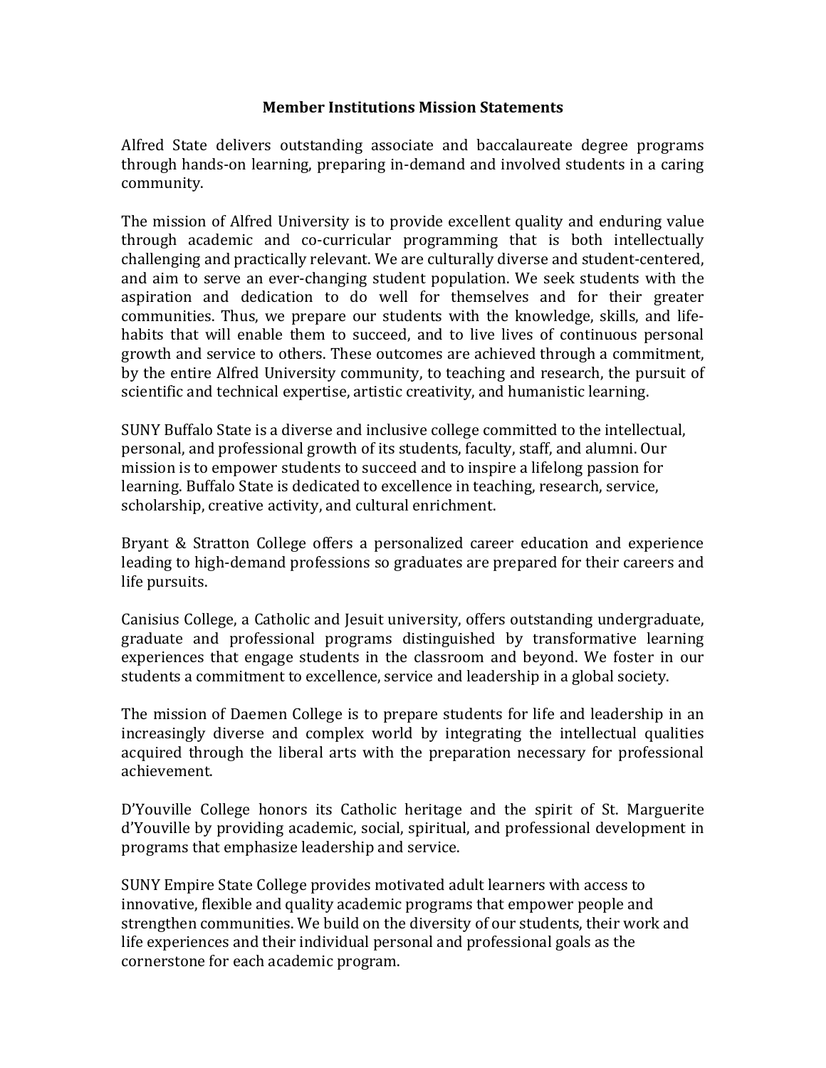## Member Institutions Mission Statements

Alfred State delivers outstanding associate and baccalaureate degree programs through hands-on learning, preparing in-demand and involved students in a caring community.

The mission of Alfred University is to provide excellent quality and enduring value through academic and co-curricular programming that is both intellectually challenging and practically relevant. We are culturally diverse and student-centered, and aim to serve an ever-changing student population. We seek students with the aspiration and dedication to do well for themselves and for their greater communities. Thus, we prepare our students with the knowledge, skills, and life-habits that will enable them to succeed, and to live lives of continuous personal growth and service to others. These outcomes are achieved through a commitment, by the entire Alfred University community, to teaching and research, the pursuit of scientific and technical expertise, artistic creativity, and humanistic learning.

SUNY Buffalo State is a diverse and inclusive college committed to the intellectual, personal, and professional growth of its students, faculty, staff, and alumni. Our mission is to empower students to succeed and to inspire a lifelong passion for learning. Buffalo State is dedicated to excellence in teaching, research, service, scholarship, creative activity, and cultural enrichment.

Bryant & Stratton College offers a personalized career education and experience leading to high-demand professions so graduates are prepared for their careers and life pursuits.

Canisius College, a Catholic and Jesuit university, offers outstanding undergraduate, graduate and professional programs distinguished by transformative learning experiences that engage students in the classroom and beyond. We foster in our students a commitment to excellence, service and leadership in a global society.

The mission of Daemen College is to prepare students for life and leadership in an increasingly diverse and complex world by integrating the intellectual qualities acquired through the liberal arts with the preparation necessary for professional achievement.

D'Youville College honors its Catholic heritage and the spirit of St. Marguerite d'Youville by providing academic, social, spiritual, and professional development in programs that emphasize leadership and service.

SUNY Empire State College provides motivated adult learners with access to innovative, flexible and quality academic programs that empower people and strengthen communities. We build on the diversity of our students, their work and life experiences and their individual personal and professional goals as the cornerstone for each academic program.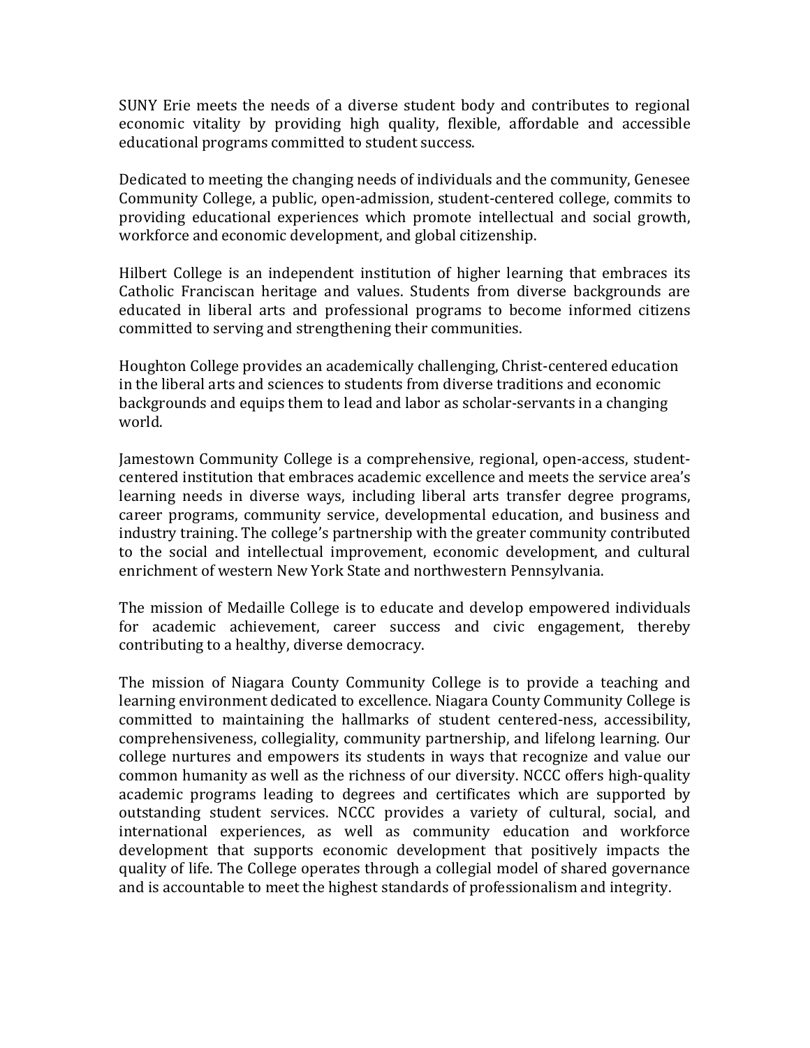SUNY Erie meets the needs of a diverse student body and contributes to regional economic vitality by providing high quality, flexible, affordable and accessible educational programs committed to student success.

Dedicated to meeting the changing needs of individuals and the community, Genesee Community College, a public, open-admission, student-centered college, commits to providing educational experiences which promote intellectual and social growth, workforce and economic development, and global citizenship.

Hilbert College is an independent institution of higher learning that embraces its Catholic Franciscan heritage and values. Students from diverse backgrounds are educated in liberal arts and professional programs to become informed citizens committed to serving and strengthening their communities.

Houghton College provides an academically challenging, Christ-centered education in the liberal arts and sciences to students from diverse traditions and economic backgrounds and equips them to lead and labor as scholar-servants in a changing world.

Jamestown Community College is a comprehensive, regional, open-access, student-centered institution that embraces academic excellence and meets the service area's learning needs in diverse ways, including liberal arts transfer degree programs, career programs, community service, developmental education, and business and industry training. The college's partnership with the greater community contributed to the social and intellectual improvement, economic development, and cultural enrichment of western New York State and northwestern Pennsylvania.

The mission of Medaille College is to educate and develop empowered individuals for academic achievement, career success and civic engagement, thereby contributing to a healthy, diverse democracy.

The mission of Niagara County Community College is to provide a teaching and learning environment dedicated to excellence. Niagara County Community College is committed to maintaining the hallmarks of student centered-ness, accessibility, comprehensiveness, collegiality, community partnership, and lifelong learning. Our college nurtures and empowers its students in ways that recognize and value our common humanity as well as the richness of our diversity. NCCC offers high-quality academic programs leading to degrees and certificates which are supported by outstanding student services. NCCC provides a variety of cultural, social, and international experiences, as well as community education and workforce development that supports economic development that positively impacts the quality of life. The College operates through a collegial model of shared governance and is accountable to meet the highest standards of professionalism and integrity.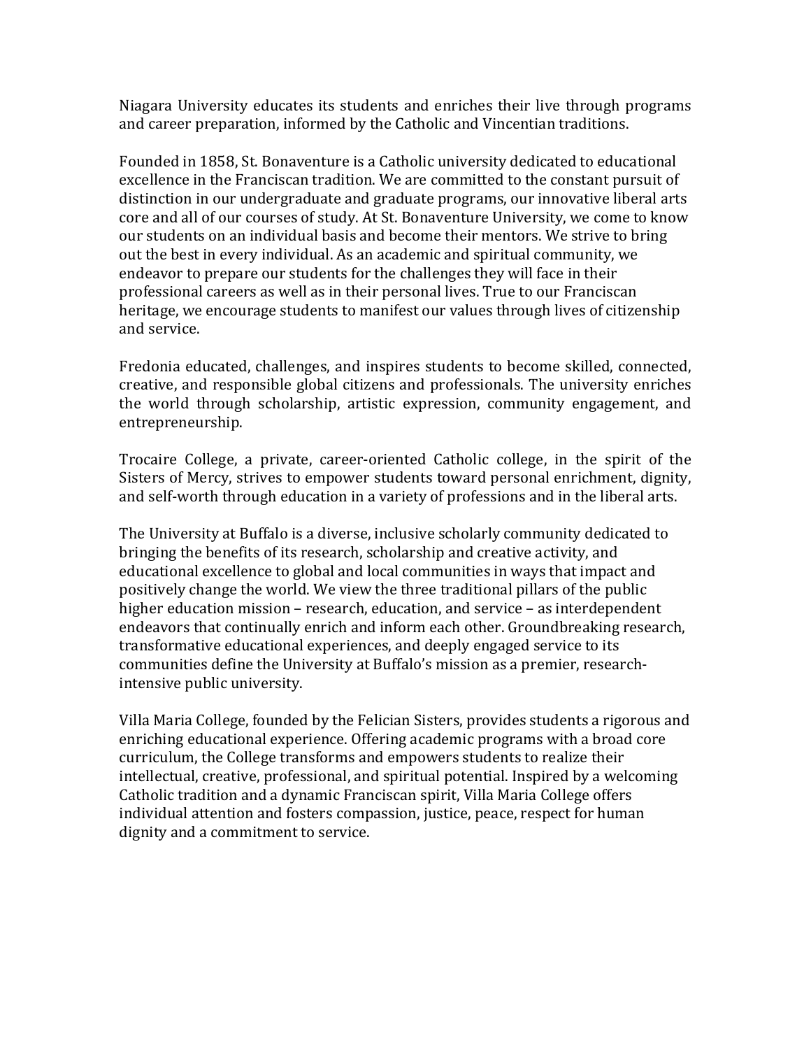Niagara University educates its students and enriches their live through programs and career preparation, informed by the Catholic and Vincentian traditions.

Founded in 1858, St. Bonaventure is a Catholic university dedicated to educational excellence in the Franciscan tradition. We are committed to the constant pursuit of distinction in our undergraduate and graduate programs, our innovative liberal arts core and all of our courses of study. At St. Bonaventure University, we come to know our students on an individual basis and become their mentors. We strive to bring out the best in every individual. As an academic and spiritual community, we endeavor to prepare our students for the challenges they will face in their professional careers as well as in their personal lives. True to our Franciscan heritage, we encourage students to manifest our values through lives of citizenship and service.

Fredonia educated, challenges, and inspires students to become skilled, connected, creative, and responsible global citizens and professionals. The university enriches the world through scholarship, artistic expression, community engagement, and entrepreneurship.

Trocaire College, a private, career-oriented Catholic college, in the spirit of the Sisters of Mercy, strives to empower students toward personal enrichment, dignity, and self-worth through education in a variety of professions and in the liberal arts.

The University at Buffalo is a diverse, inclusive scholarly community dedicated to bringing the benefits of its research, scholarship and creative activity, and educational excellence to global and local communities in ways that impact and positively change the world. We view the three traditional pillars of the public higher education mission – research, education, and service – as interdependent endeavors that continually enrich and inform each other. Groundbreaking research, transformative educational experiences, and deeply engaged service to its communities define the University at Buffalo's mission as a premier, research-intensive public university.

Villa Maria College, founded by the Felician Sisters, provides students a rigorous and enriching educational experience. Offering academic programs with a broad core curriculum, the College transforms and empowers students to realize their intellectual, creative, professional, and spiritual potential. Inspired by a welcoming Catholic tradition and a dynamic Franciscan spirit, Villa Maria College offers individual attention and fosters compassion, justice, peace, respect for human dignity and a commitment to service.